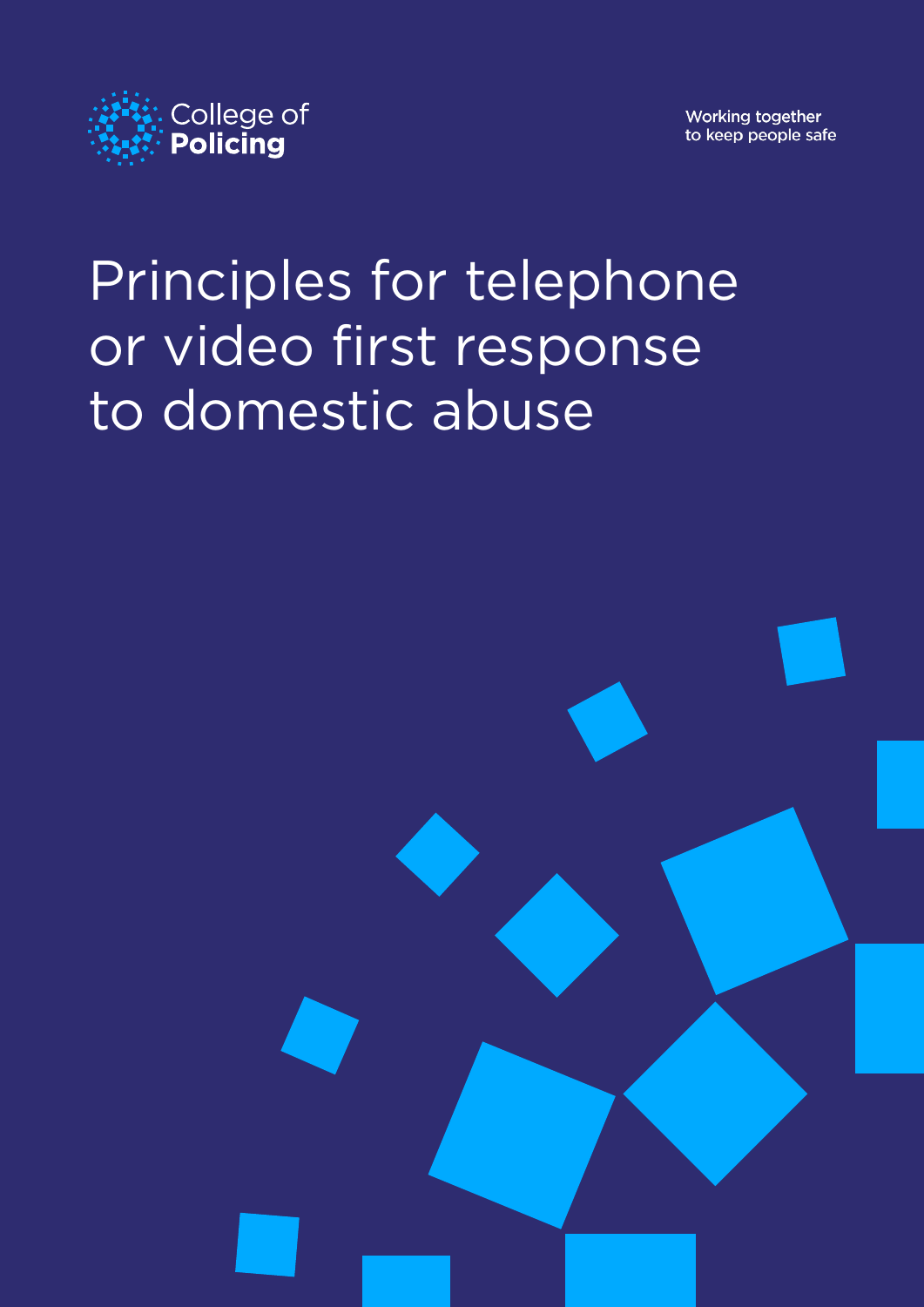College of Policing

Working together to keep people safe

# Principles for telephone or video first response to domestic abuse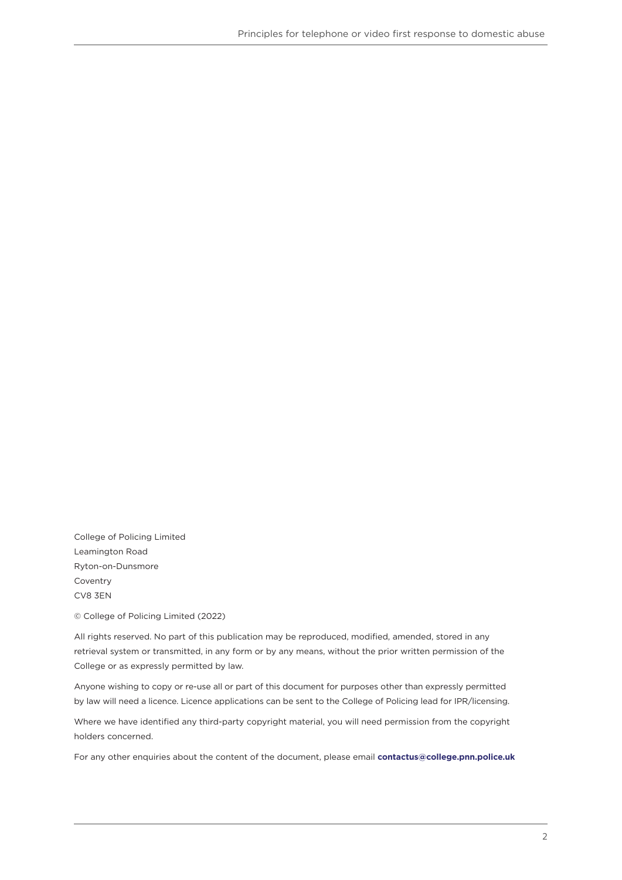College of Policing Limited
Leamington Road
Ryton-on-Dunsmore
Coventry
CV8 3EN

© College of Policing Limited (2022)

All rights reserved. No part of this publication may be reproduced, modified, amended, stored in any retrieval system or transmitted, in any form or by any means, without the prior written permission of the College or as expressly permitted by law.

Anyone wishing to copy or re-use all or part of this document for purposes other than expressly permitted by law will need a licence. Licence applications can be sent to the College of Policing lead for IPR/licensing.

Where we have identified any third-party copyright material, you will need permission from the copyright holders concerned.

For any other enquiries about the content of the document, please email **contactus@college.pnn.police.uk**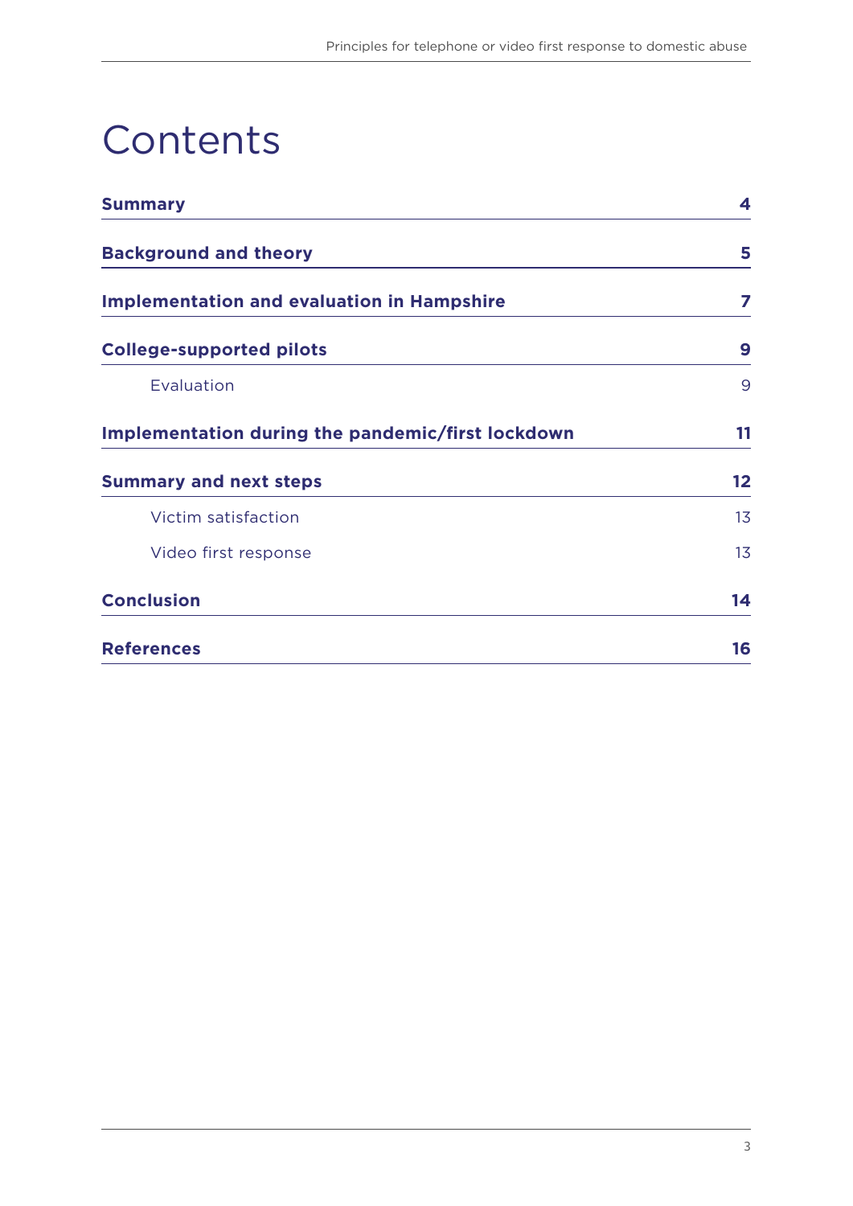# Contents

| Section | Page |
| --- | --- |
| **Summary** | **4** |
| **Background and theory** | **5** |
| **Implementation and evaluation in Hampshire** | **7** |
| **College-supported pilots** | **9** |
| Evaluation | 9 |
| **Implementation during the pandemic/first lockdown** | **11** |
| **Summary and next steps** | **12** |
| Victim satisfaction | 13 |
| Video first response | 13 |
| **Conclusion** | **14** |
| **References** | **16** |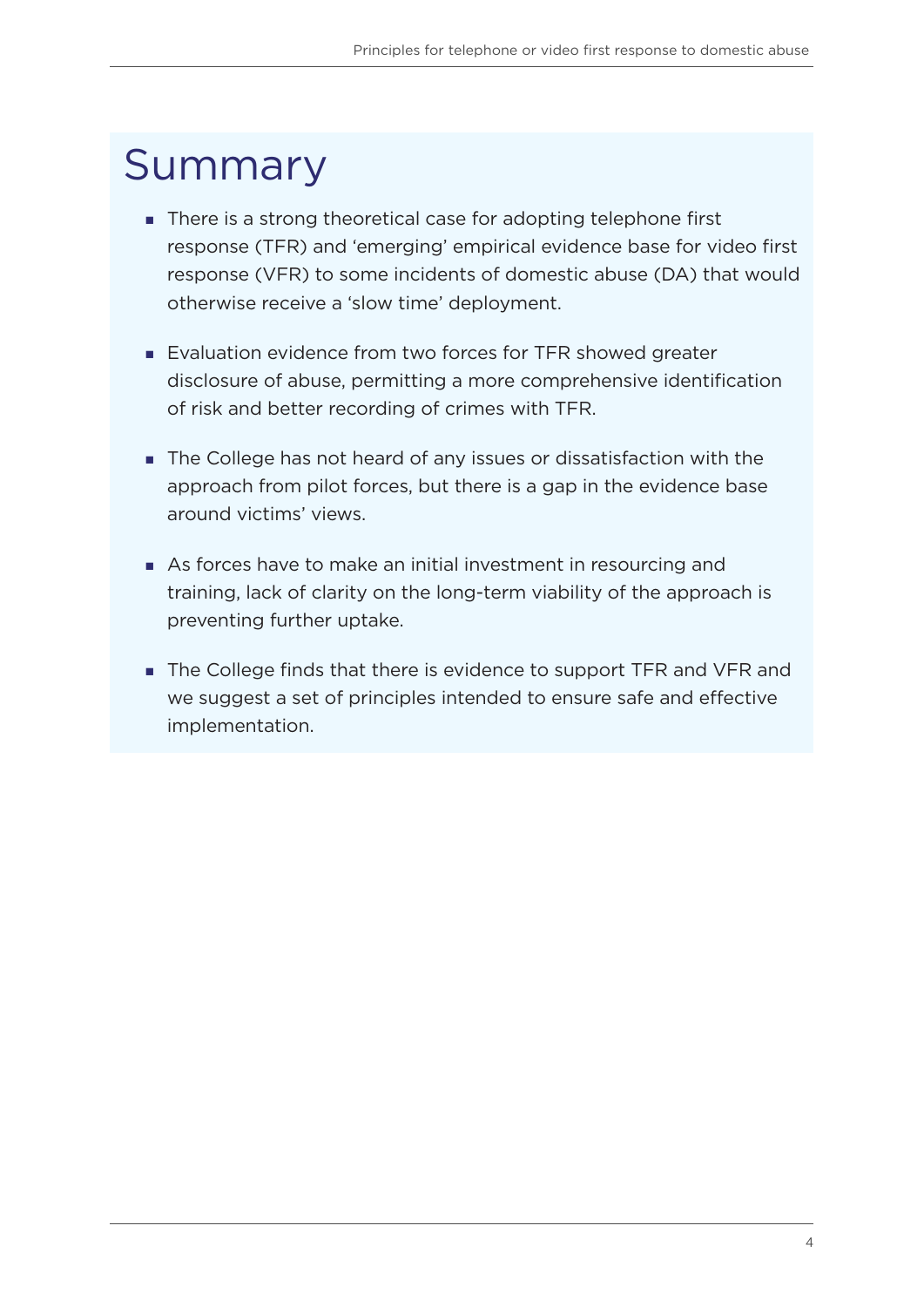# Summary

- There is a strong theoretical case for adopting telephone first response (TFR) and 'emerging' empirical evidence base for video first response (VFR) to some incidents of domestic abuse (DA) that would otherwise receive a 'slow time' deployment.

- Evaluation evidence from two forces for TFR showed greater disclosure of abuse, permitting a more comprehensive identification of risk and better recording of crimes with TFR.

- The College has not heard of any issues or dissatisfaction with the approach from pilot forces, but there is a gap in the evidence base around victims' views.

- As forces have to make an initial investment in resourcing and training, lack of clarity on the long-term viability of the approach is preventing further uptake.

- The College finds that there is evidence to support TFR and VFR and we suggest a set of principles intended to ensure safe and effective implementation.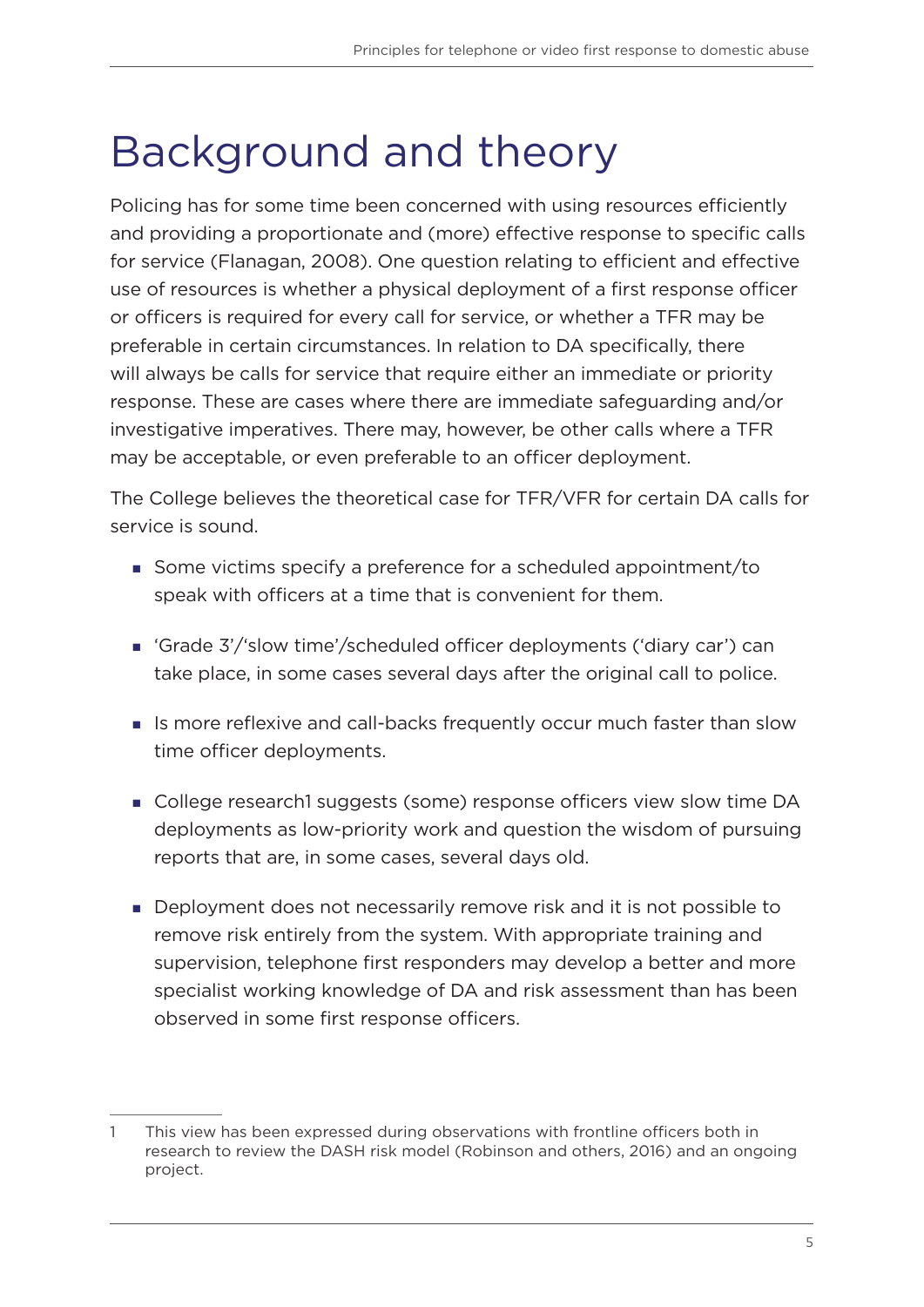# Background and theory

Policing has for some time been concerned with using resources efficiently and providing a proportionate and (more) effective response to specific calls for service (Flanagan, 2008). One question relating to efficient and effective use of resources is whether a physical deployment of a first response officer or officers is required for every call for service, or whether a TFR may be preferable in certain circumstances. In relation to DA specifically, there will always be calls for service that require either an immediate or priority response. These are cases where there are immediate safeguarding and/or investigative imperatives. There may, however, be other calls where a TFR may be acceptable, or even preferable to an officer deployment.

The College believes the theoretical case for TFR/VFR for certain DA calls for service is sound.

- Some victims specify a preference for a scheduled appointment/to speak with officers at a time that is convenient for them.
- 'Grade 3'/'slow time'/scheduled officer deployments ('diary car') can take place, in some cases several days after the original call to police.
- Is more reflexive and call-backs frequently occur much faster than slow time officer deployments.
- College research[1] suggests (some) response officers view slow time DA deployments as low-priority work and question the wisdom of pursuing reports that are, in some cases, several days old.
- Deployment does not necessarily remove risk and it is not possible to remove risk entirely from the system. With appropriate training and supervision, telephone first responders may develop a better and more specialist working knowledge of DA and risk assessment than has been observed in some first response officers.

---

1 This view has been expressed during observations with frontline officers both in research to review the DASH risk model (Robinson and others, 2016) and an ongoing project.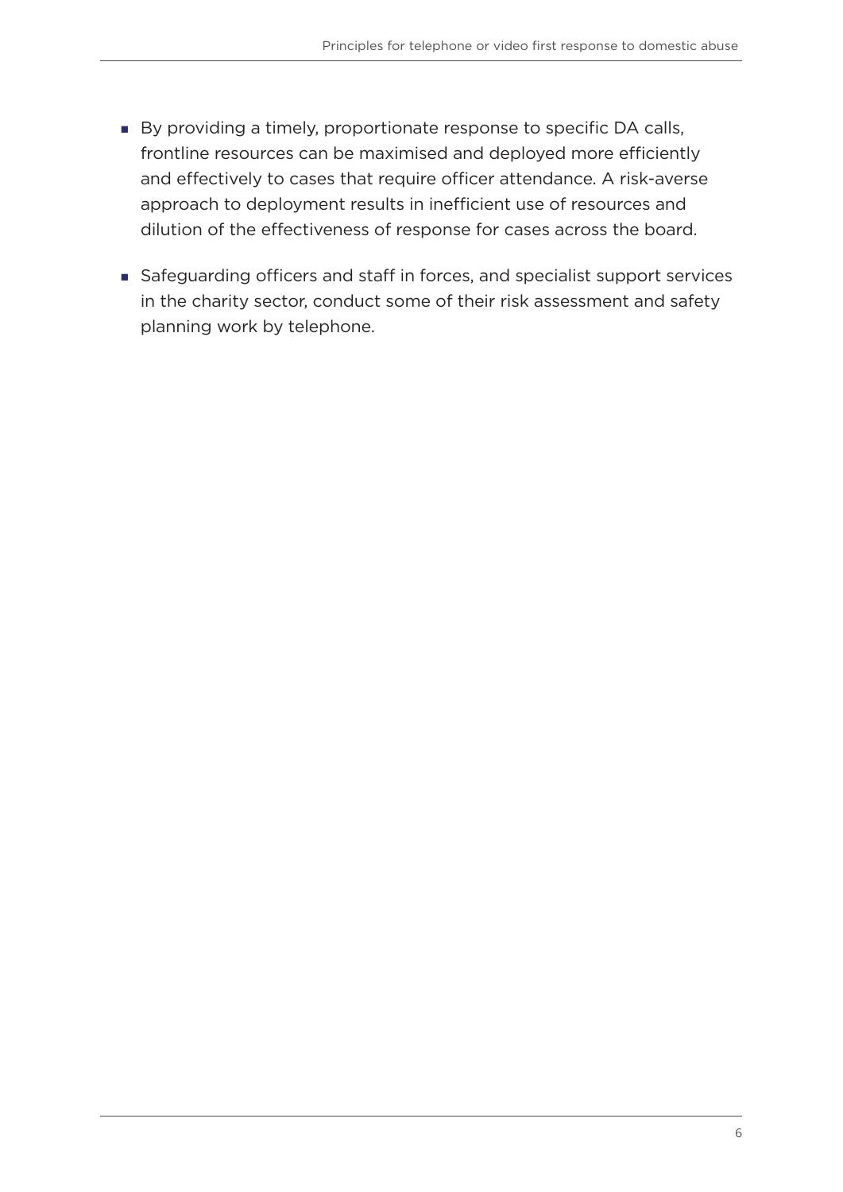- By providing a timely, proportionate response to specific DA calls, frontline resources can be maximised and deployed more efficiently and effectively to cases that require officer attendance. A risk-averse approach to deployment results in inefficient use of resources and dilution of the effectiveness of response for cases across the board.
- Safeguarding officers and staff in forces, and specialist support services in the charity sector, conduct some of their risk assessment and safety planning work by telephone.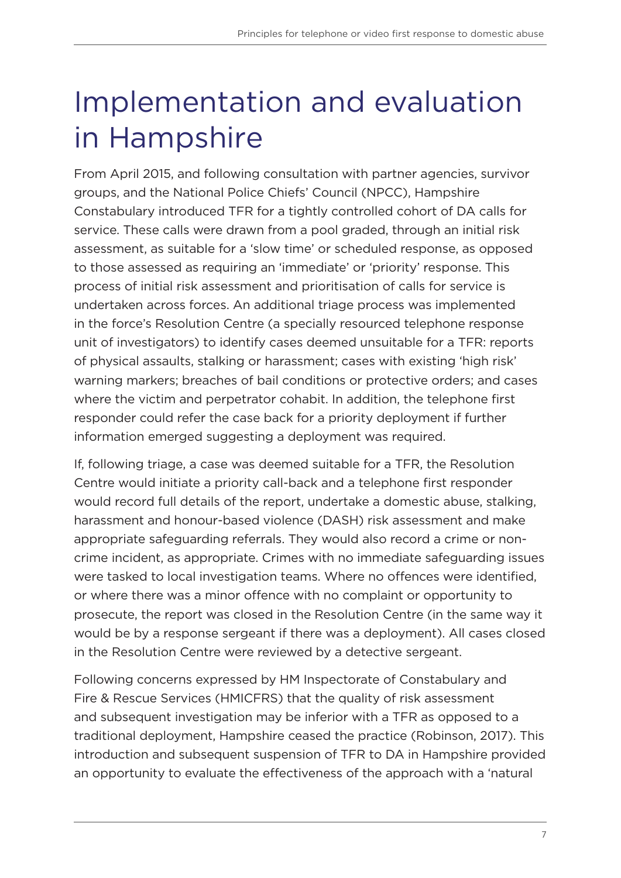# Implementation and evaluation in Hampshire

From April 2015, and following consultation with partner agencies, survivor groups, and the National Police Chiefs' Council (NPCC), Hampshire Constabulary introduced TFR for a tightly controlled cohort of DA calls for service. These calls were drawn from a pool graded, through an initial risk assessment, as suitable for a 'slow time' or scheduled response, as opposed to those assessed as requiring an 'immediate' or 'priority' response. This process of initial risk assessment and prioritisation of calls for service is undertaken across forces. An additional triage process was implemented in the force's Resolution Centre (a specially resourced telephone response unit of investigators) to identify cases deemed unsuitable for a TFR: reports of physical assaults, stalking or harassment; cases with existing 'high risk' warning markers; breaches of bail conditions or protective orders; and cases where the victim and perpetrator cohabit. In addition, the telephone first responder could refer the case back for a priority deployment if further information emerged suggesting a deployment was required.

If, following triage, a case was deemed suitable for a TFR, the Resolution Centre would initiate a priority call-back and a telephone first responder would record full details of the report, undertake a domestic abuse, stalking, harassment and honour-based violence (DASH) risk assessment and make appropriate safeguarding referrals. They would also record a crime or non-crime incident, as appropriate. Crimes with no immediate safeguarding issues were tasked to local investigation teams. Where no offences were identified, or where there was a minor offence with no complaint or opportunity to prosecute, the report was closed in the Resolution Centre (in the same way it would be by a response sergeant if there was a deployment). All cases closed in the Resolution Centre were reviewed by a detective sergeant.

Following concerns expressed by HM Inspectorate of Constabulary and Fire & Rescue Services (HMICFRS) that the quality of risk assessment and subsequent investigation may be inferior with a TFR as opposed to a traditional deployment, Hampshire ceased the practice (Robinson, 2017). This introduction and subsequent suspension of TFR to DA in Hampshire provided an opportunity to evaluate the effectiveness of the approach with a 'natural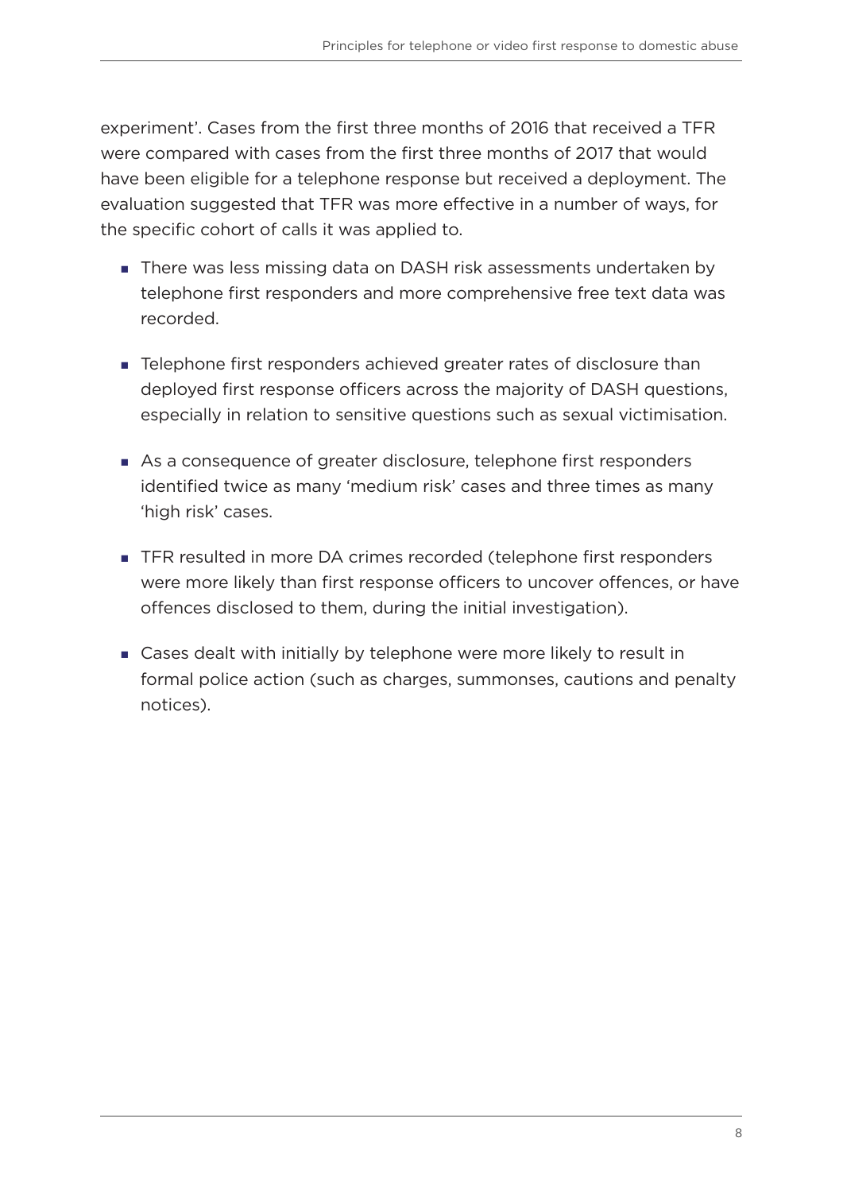experiment'. Cases from the first three months of 2016 that received a TFR were compared with cases from the first three months of 2017 that would have been eligible for a telephone response but received a deployment. The evaluation suggested that TFR was more effective in a number of ways, for the specific cohort of calls it was applied to.

- There was less missing data on DASH risk assessments undertaken by telephone first responders and more comprehensive free text data was recorded.
- Telephone first responders achieved greater rates of disclosure than deployed first response officers across the majority of DASH questions, especially in relation to sensitive questions such as sexual victimisation.
- As a consequence of greater disclosure, telephone first responders identified twice as many 'medium risk' cases and three times as many 'high risk' cases.
- TFR resulted in more DA crimes recorded (telephone first responders were more likely than first response officers to uncover offences, or have offences disclosed to them, during the initial investigation).
- Cases dealt with initially by telephone were more likely to result in formal police action (such as charges, summonses, cautions and penalty notices).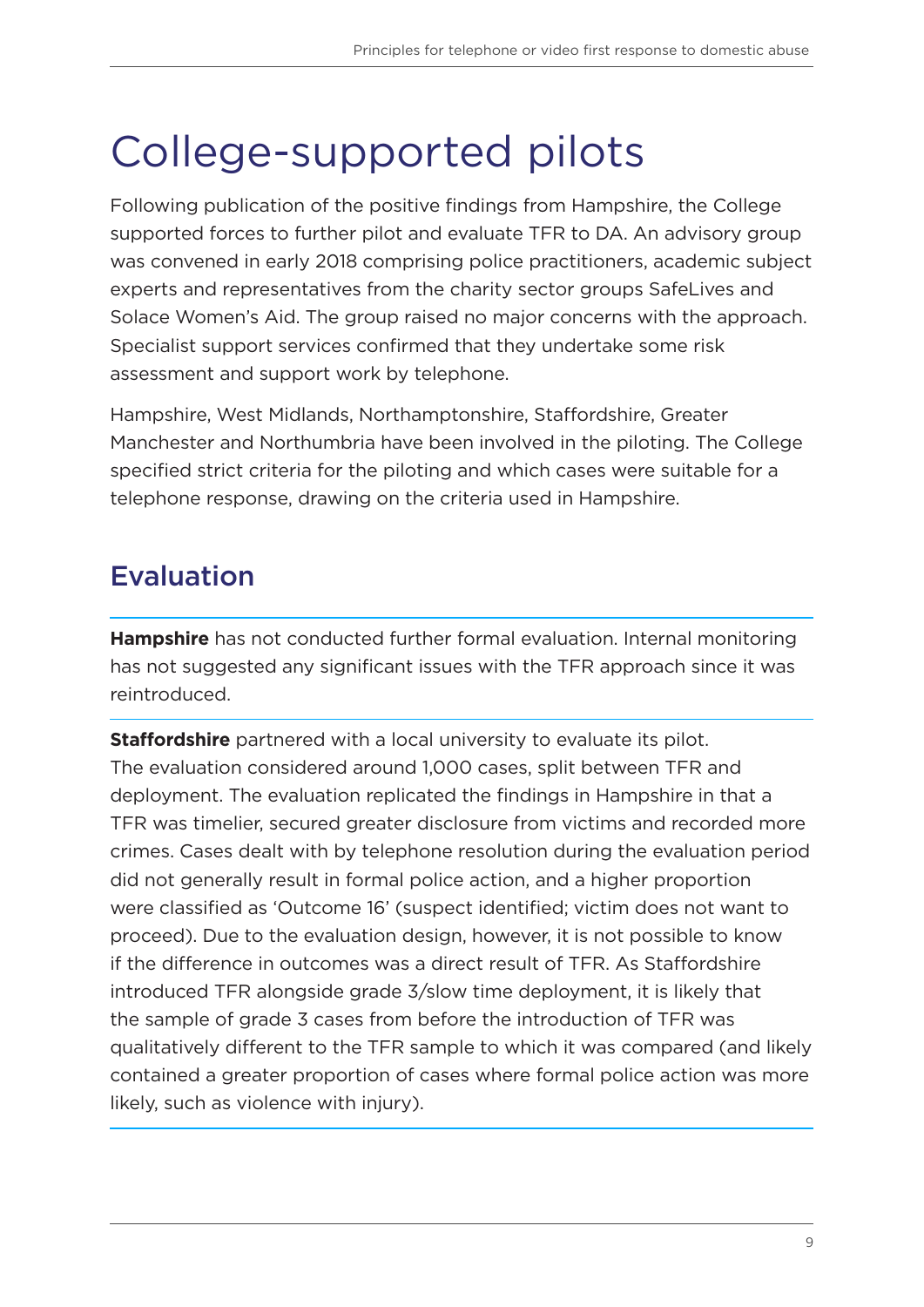# College-supported pilots

Following publication of the positive findings from Hampshire, the College supported forces to further pilot and evaluate TFR to DA. An advisory group was convened in early 2018 comprising police practitioners, academic subject experts and representatives from the charity sector groups SafeLives and Solace Women's Aid. The group raised no major concerns with the approach. Specialist support services confirmed that they undertake some risk assessment and support work by telephone.

Hampshire, West Midlands, Northamptonshire, Staffordshire, Greater Manchester and Northumbria have been involved in the piloting. The College specified strict criteria for the piloting and which cases were suitable for a telephone response, drawing on the criteria used in Hampshire.

## Evaluation

**Hampshire** has not conducted further formal evaluation. Internal monitoring has not suggested any significant issues with the TFR approach since it was reintroduced.

**Staffordshire** partnered with a local university to evaluate its pilot. The evaluation considered around 1,000 cases, split between TFR and deployment. The evaluation replicated the findings in Hampshire in that a TFR was timelier, secured greater disclosure from victims and recorded more crimes. Cases dealt with by telephone resolution during the evaluation period did not generally result in formal police action, and a higher proportion were classified as 'Outcome 16' (suspect identified; victim does not want to proceed). Due to the evaluation design, however, it is not possible to know if the difference in outcomes was a direct result of TFR. As Staffordshire introduced TFR alongside grade 3/slow time deployment, it is likely that the sample of grade 3 cases from before the introduction of TFR was qualitatively different to the TFR sample to which it was compared (and likely contained a greater proportion of cases where formal police action was more likely, such as violence with injury).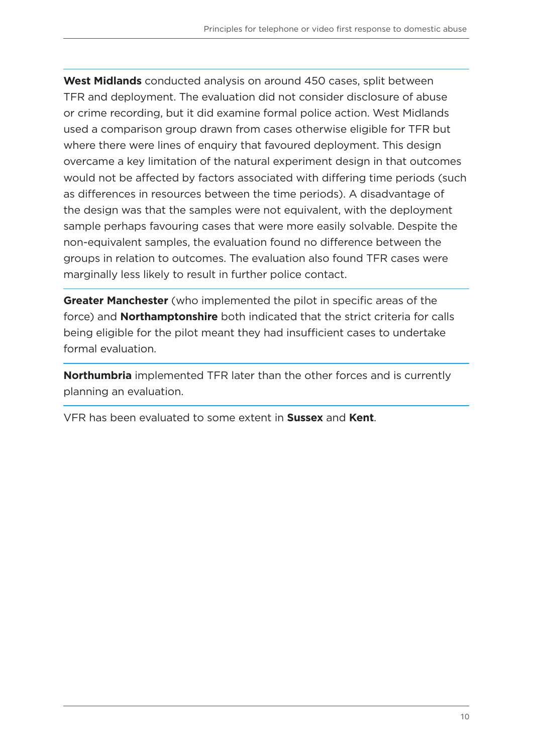**West Midlands** conducted analysis on around 450 cases, split between TFR and deployment. The evaluation did not consider disclosure of abuse or crime recording, but it did examine formal police action. West Midlands used a comparison group drawn from cases otherwise eligible for TFR but where there were lines of enquiry that favoured deployment. This design overcame a key limitation of the natural experiment design in that outcomes would not be affected by factors associated with differing time periods (such as differences in resources between the time periods). A disadvantage of the design was that the samples were not equivalent, with the deployment sample perhaps favouring cases that were more easily solvable. Despite the non-equivalent samples, the evaluation found no difference between the groups in relation to outcomes. The evaluation also found TFR cases were marginally less likely to result in further police contact.

**Greater Manchester** (who implemented the pilot in specific areas of the force) and **Northamptonshire** both indicated that the strict criteria for calls being eligible for the pilot meant they had insufficient cases to undertake formal evaluation.

**Northumbria** implemented TFR later than the other forces and is currently planning an evaluation.

VFR has been evaluated to some extent in **Sussex** and **Kent**.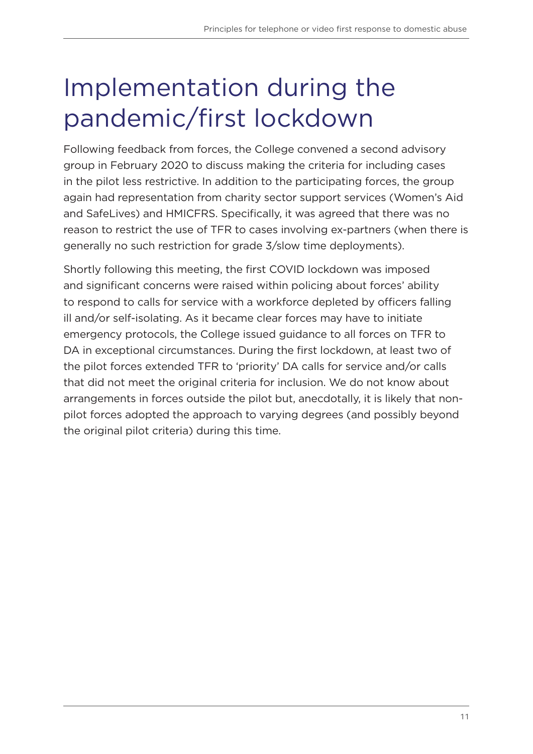# Implementation during the pandemic/first lockdown

Following feedback from forces, the College convened a second advisory group in February 2020 to discuss making the criteria for including cases in the pilot less restrictive. In addition to the participating forces, the group again had representation from charity sector support services (Women's Aid and SafeLives) and HMICFRS. Specifically, it was agreed that there was no reason to restrict the use of TFR to cases involving ex-partners (when there is generally no such restriction for grade 3/slow time deployments).

Shortly following this meeting, the first COVID lockdown was imposed and significant concerns were raised within policing about forces' ability to respond to calls for service with a workforce depleted by officers falling ill and/or self-isolating. As it became clear forces may have to initiate emergency protocols, the College issued guidance to all forces on TFR to DA in exceptional circumstances. During the first lockdown, at least two of the pilot forces extended TFR to 'priority' DA calls for service and/or calls that did not meet the original criteria for inclusion. We do not know about arrangements in forces outside the pilot but, anecdotally, it is likely that non-pilot forces adopted the approach to varying degrees (and possibly beyond the original pilot criteria) during this time.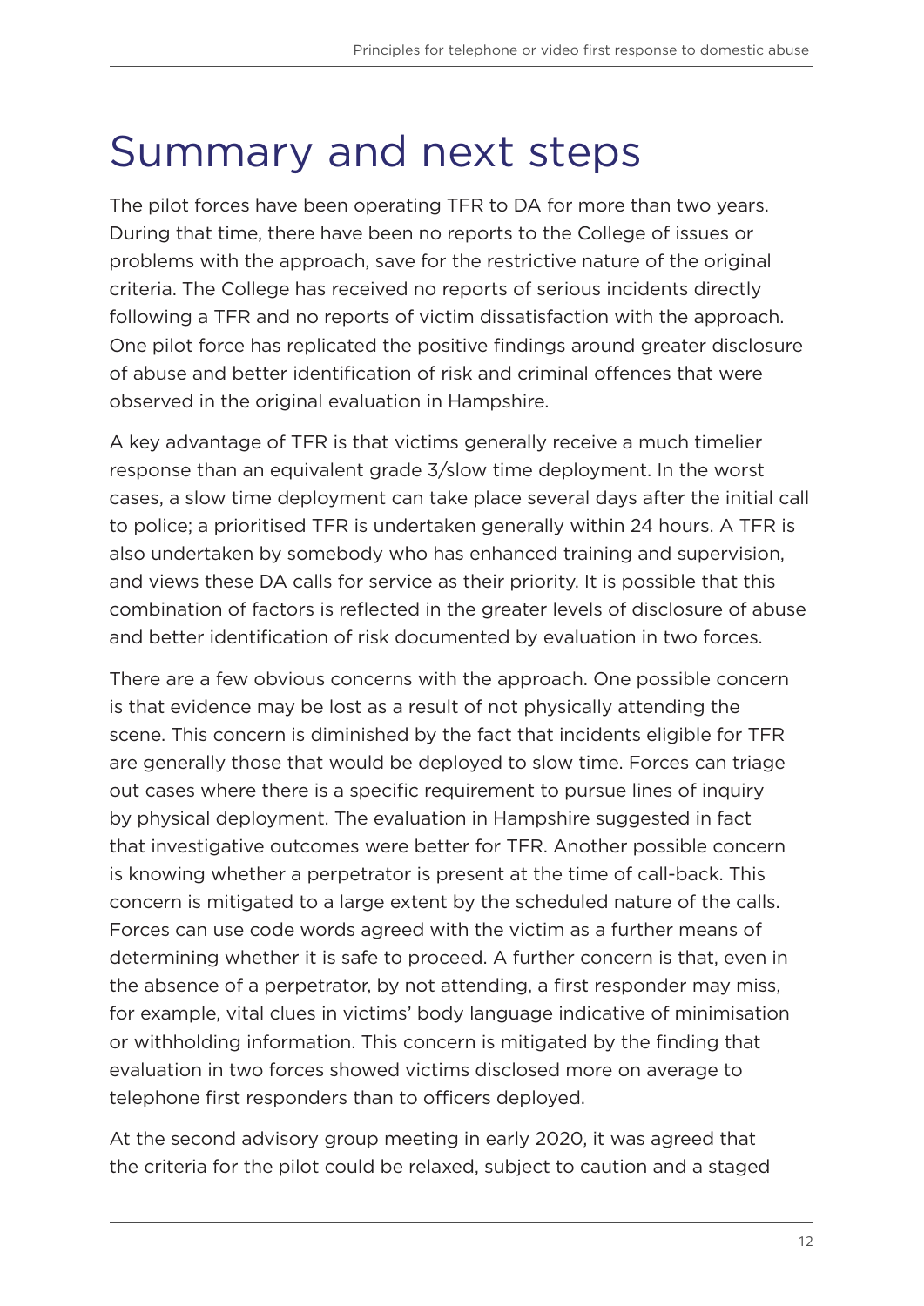# Summary and next steps

The pilot forces have been operating TFR to DA for more than two years. During that time, there have been no reports to the College of issues or problems with the approach, save for the restrictive nature of the original criteria. The College has received no reports of serious incidents directly following a TFR and no reports of victim dissatisfaction with the approach. One pilot force has replicated the positive findings around greater disclosure of abuse and better identification of risk and criminal offences that were observed in the original evaluation in Hampshire.

A key advantage of TFR is that victims generally receive a much timelier response than an equivalent grade 3/slow time deployment. In the worst cases, a slow time deployment can take place several days after the initial call to police; a prioritised TFR is undertaken generally within 24 hours. A TFR is also undertaken by somebody who has enhanced training and supervision, and views these DA calls for service as their priority. It is possible that this combination of factors is reflected in the greater levels of disclosure of abuse and better identification of risk documented by evaluation in two forces.

There are a few obvious concerns with the approach. One possible concern is that evidence may be lost as a result of not physically attending the scene. This concern is diminished by the fact that incidents eligible for TFR are generally those that would be deployed to slow time. Forces can triage out cases where there is a specific requirement to pursue lines of inquiry by physical deployment. The evaluation in Hampshire suggested in fact that investigative outcomes were better for TFR. Another possible concern is knowing whether a perpetrator is present at the time of call-back. This concern is mitigated to a large extent by the scheduled nature of the calls. Forces can use code words agreed with the victim as a further means of determining whether it is safe to proceed. A further concern is that, even in the absence of a perpetrator, by not attending, a first responder may miss, for example, vital clues in victims' body language indicative of minimisation or withholding information. This concern is mitigated by the finding that evaluation in two forces showed victims disclosed more on average to telephone first responders than to officers deployed.

At the second advisory group meeting in early 2020, it was agreed that the criteria for the pilot could be relaxed, subject to caution and a staged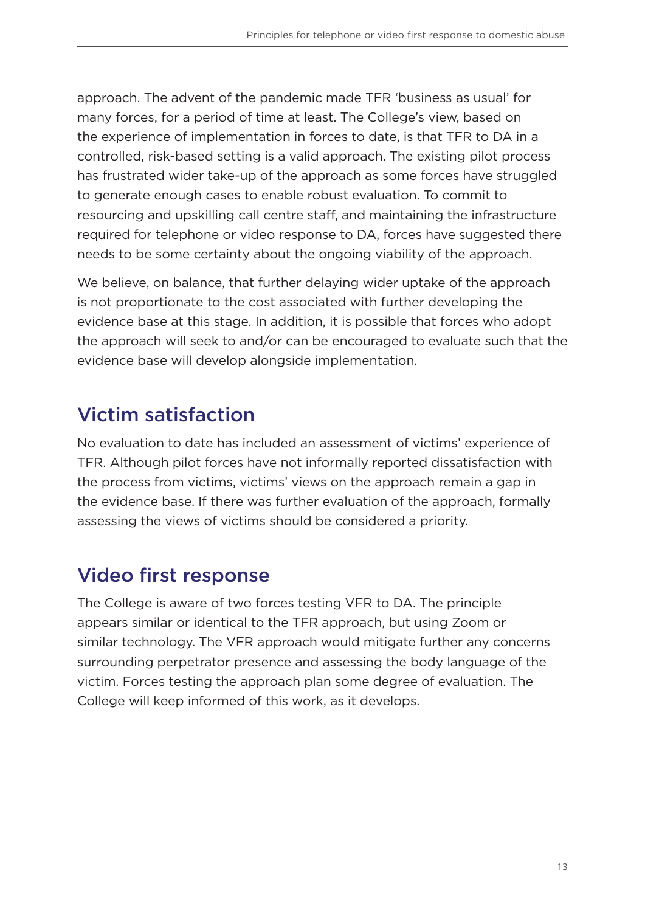approach. The advent of the pandemic made TFR 'business as usual' for many forces, for a period of time at least. The College's view, based on the experience of implementation in forces to date, is that TFR to DA in a controlled, risk-based setting is a valid approach. The existing pilot process has frustrated wider take-up of the approach as some forces have struggled to generate enough cases to enable robust evaluation. To commit to resourcing and upskilling call centre staff, and maintaining the infrastructure required for telephone or video response to DA, forces have suggested there needs to be some certainty about the ongoing viability of the approach.

We believe, on balance, that further delaying wider uptake of the approach is not proportionate to the cost associated with further developing the evidence base at this stage. In addition, it is possible that forces who adopt the approach will seek to and/or can be encouraged to evaluate such that the evidence base will develop alongside implementation.

## Victim satisfaction

No evaluation to date has included an assessment of victims' experience of TFR. Although pilot forces have not informally reported dissatisfaction with the process from victims, victims' views on the approach remain a gap in the evidence base. If there was further evaluation of the approach, formally assessing the views of victims should be considered a priority.

## Video first response

The College is aware of two forces testing VFR to DA. The principle appears similar or identical to the TFR approach, but using Zoom or similar technology. The VFR approach would mitigate further any concerns surrounding perpetrator presence and assessing the body language of the victim. Forces testing the approach plan some degree of evaluation. The College will keep informed of this work, as it develops.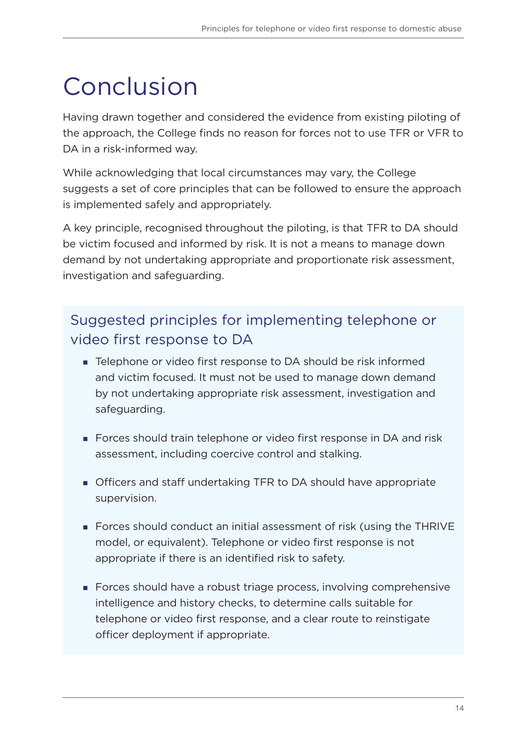# Conclusion

Having drawn together and considered the evidence from existing piloting of the approach, the College finds no reason for forces not to use TFR or VFR to DA in a risk-informed way.

While acknowledging that local circumstances may vary, the College suggests a set of core principles that can be followed to ensure the approach is implemented safely and appropriately.

A key principle, recognised throughout the piloting, is that TFR to DA should be victim focused and informed by risk. It is not a means to manage down demand by not undertaking appropriate and proportionate risk assessment, investigation and safeguarding.

## Suggested principles for implementing telephone or video first response to DA

- Telephone or video first response to DA should be risk informed and victim focused. It must not be used to manage down demand by not undertaking appropriate risk assessment, investigation and safeguarding.
- Forces should train telephone or video first response in DA and risk assessment, including coercive control and stalking.
- Officers and staff undertaking TFR to DA should have appropriate supervision.
- Forces should conduct an initial assessment of risk (using the THRIVE model, or equivalent). Telephone or video first response is not appropriate if there is an identified risk to safety.
- Forces should have a robust triage process, involving comprehensive intelligence and history checks, to determine calls suitable for telephone or video first response, and a clear route to reinstigate officer deployment if appropriate.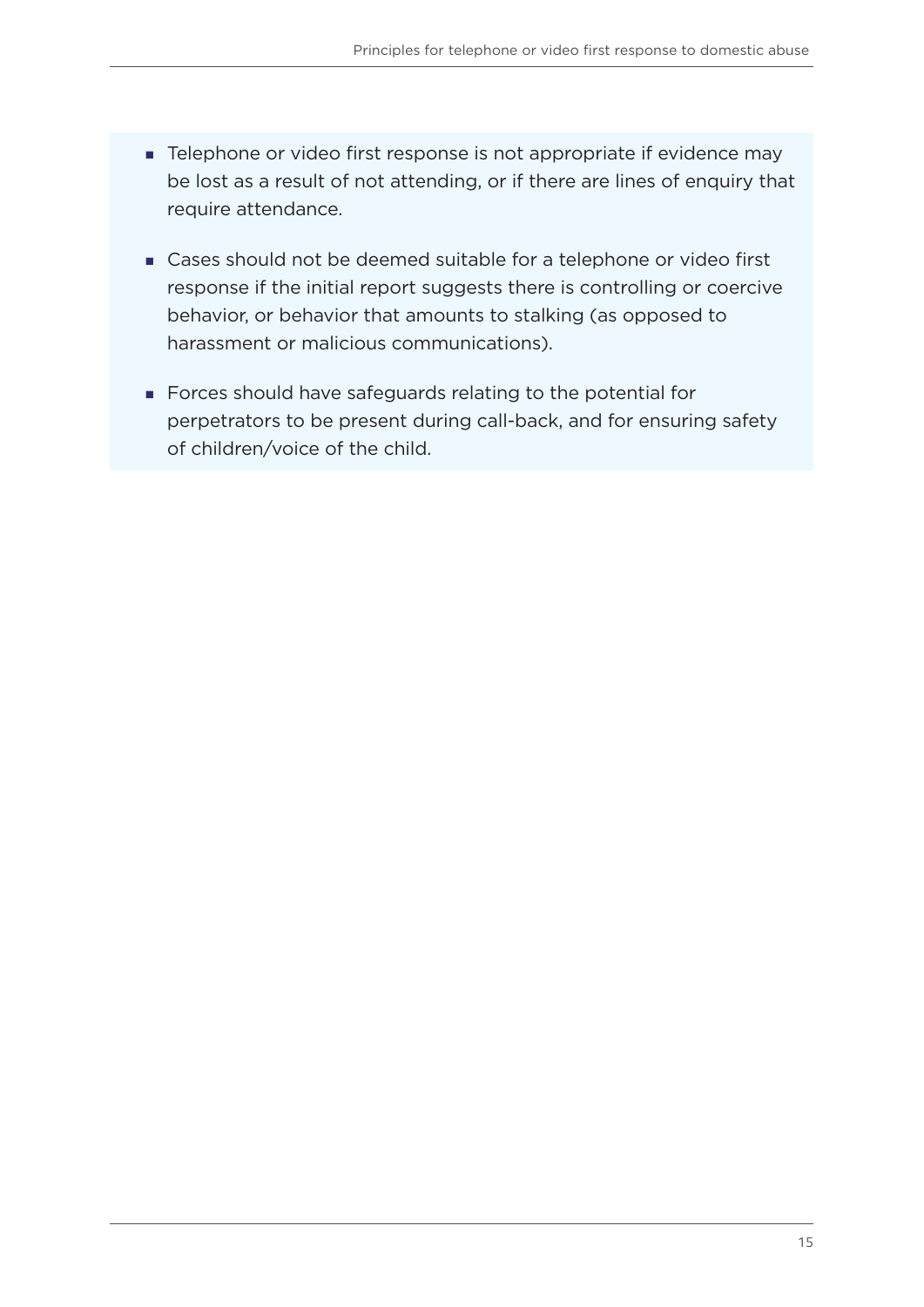- Telephone or video first response is not appropriate if evidence may be lost as a result of not attending, or if there are lines of enquiry that require attendance.
- Cases should not be deemed suitable for a telephone or video first response if the initial report suggests there is controlling or coercive behavior, or behavior that amounts to stalking (as opposed to harassment or malicious communications).
- Forces should have safeguards relating to the potential for perpetrators to be present during call-back, and for ensuring safety of children/voice of the child.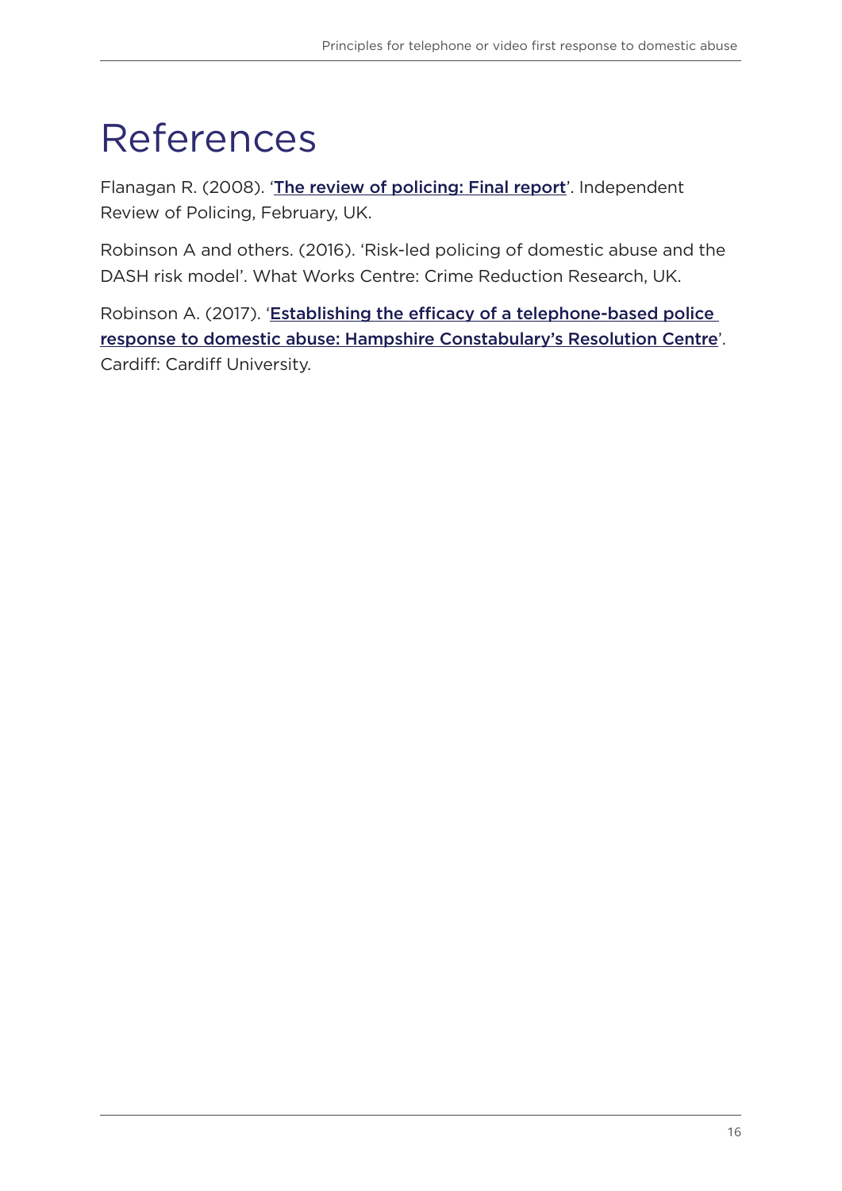# References

Flanagan R. (2008). '**The review of policing: Final report**'. Independent Review of Policing, February, UK.

Robinson A and others. (2016). 'Risk-led policing of domestic abuse and the DASH risk model'. What Works Centre: Crime Reduction Research, UK.

Robinson A. (2017). '**Establishing the efficacy of a telephone-based police response to domestic abuse: Hampshire Constabulary's Resolution Centre**'. Cardiff: Cardiff University.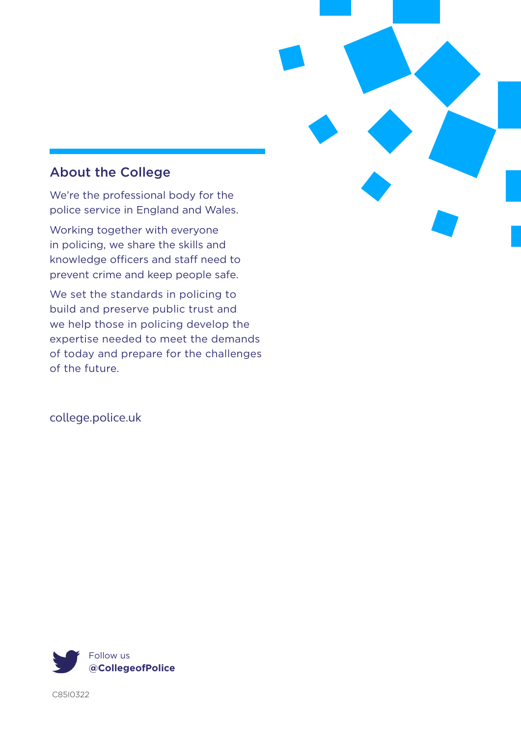## About the College

We're the professional body for the police service in England and Wales.

Working together with everyone in policing, we share the skills and knowledge officers and staff need to prevent crime and keep people safe.

We set the standards in policing to build and preserve public trust and we help those in policing develop the expertise needed to meet the demands of today and prepare for the challenges of the future.

college.police.uk

Follow us
**@CollegeofPolice**

C85I0322